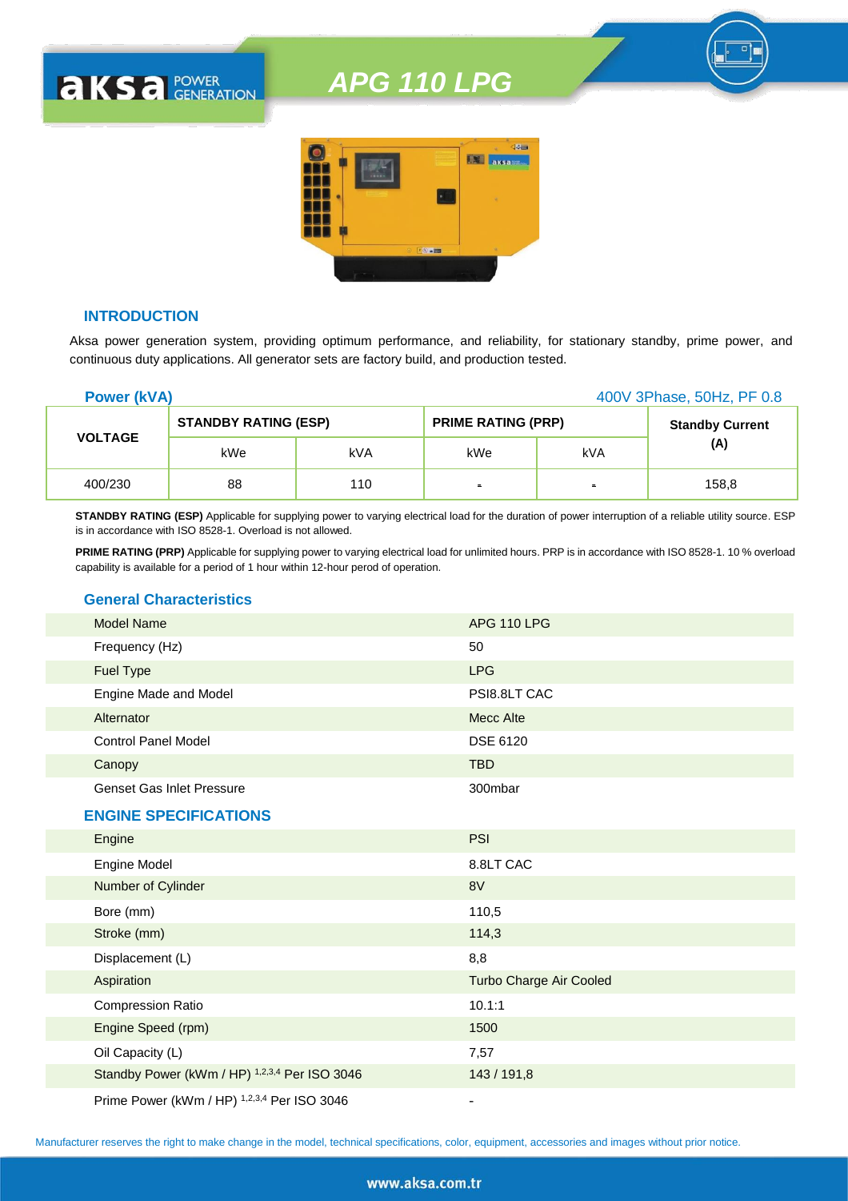# APG 110 LPG

## INTRODUCTION

Aksa power generation system, providing optimum performance, and reliability, for stationary standby, prime power, and continuous duty applications. All generator sets are factory build, and production tested.

**Power (kVA)** 400V 3Phase, 50Hz, PF 0.8

| VOLTAGE | STANDBY RATING (ESP) | | PRIME RATING (PRP) | | Standby Current (A) |
|---|---|---|---|---|---|
| | kWe | kVA | kWe | kVA | |
| 400/230 | 88 | 110 | - | - | 158,8 |

**STANDBY RATING (ESP)** Applicable for supplying power to varying electrical load for the duration of power interruption of a reliable utility source. ESP is in accordance with ISO 8528-1. Overload is not allowed.

**PRIME RATING (PRP)** Applicable for supplying power to varying electrical load for unlimited hours. PRP is in accordance with ISO 8528-1. 10 % overload capability is available for a period of 1 hour within 12-hour perod of operation.

## General Characteristics

| | |
|---|---|
| Model Name | APG 110 LPG |
| Frequency (Hz) | 50 |
| Fuel Type | LPG |
| Engine Made and Model | PSI8.8LT CAC |
| Alternator | Mecc Alte |
| Control Panel Model | DSE 6120 |
| Canopy | TBD |
| Genset Gas Inlet Pressure | 300mbar |

## ENGINE SPECIFICATIONS

| | |
|---|---|
| Engine | PSI |
| Engine Model | 8.8LT CAC |
| Number of Cylinder | 8V |
| Bore (mm) | 110,5 |
| Stroke (mm) | 114,3 |
| Displacement (L) | 8,8 |
| Aspiration | Turbo Charge Air Cooled |
| Compression Ratio | 10.1:1 |
| Engine Speed (rpm) | 1500 |
| Oil Capacity (L) | 7,57 |
| Standby Power (kWm / HP) [1,2,3,4] Per ISO 3046 | 143 / 191,8 |
| Prime Power (kWm / HP) [1,2,3,4] Per ISO 3046 | - |

Manufacturer reserves the right to make change in the model, technical specifications, color, equipment, accessories and images without prior notice.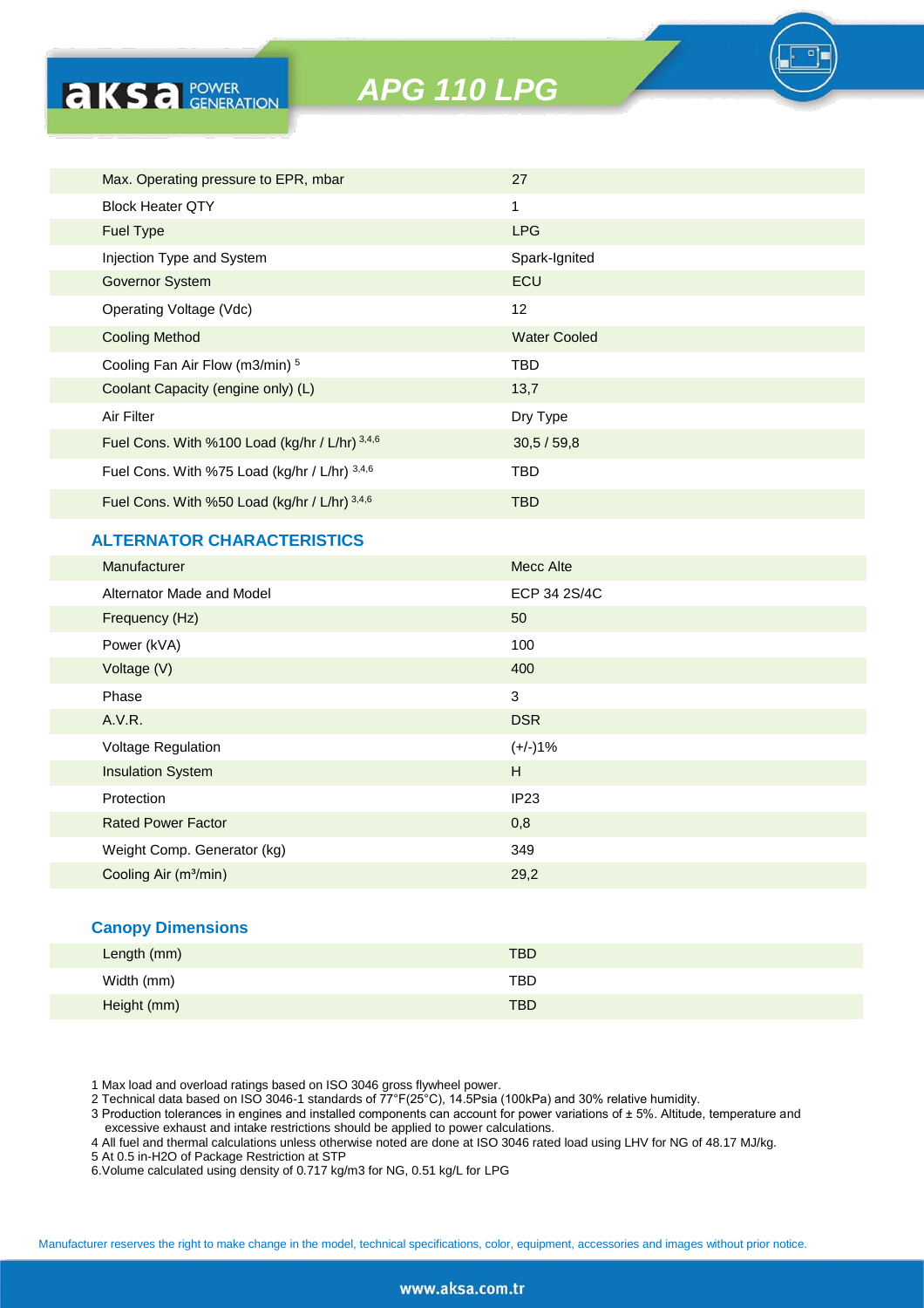# APG 110 LPG

| | |
|---|---|
| Max. Operating pressure to EPR, mbar | 27 |
| Block Heater QTY | 1 |
| Fuel Type | LPG |
| Injection Type and System | Spark-Ignited |
| Governor System | ECU |
| Operating Voltage (Vdc) | 12 |
| Cooling Method | Water Cooled |
| Cooling Fan Air Flow (m3/min) [5] | TBD |
| Coolant Capacity (engine only) (L) | 13,7 |
| Air Filter | Dry Type |
| Fuel Cons. With %100 Load (kg/hr / L/hr) [3,4,6] | 30,5 / 59,8 |
| Fuel Cons. With %75 Load (kg/hr / L/hr) [3,4,6] | TBD |
| Fuel Cons. With %50 Load (kg/hr / L/hr) [3,4,6] | TBD |

## ALTERNATOR CHARACTERISTICS

| | |
|---|---|
| Manufacturer | Mecc Alte |
| Alternator Made and Model | ECP 34 2S/4C |
| Frequency (Hz) | 50 |
| Power (kVA) | 100 |
| Voltage (V) | 400 |
| Phase | 3 |
| A.V.R. | DSR |
| Voltage Regulation | (+/-)1% |
| Insulation System | H |
| Protection | IP23 |
| Rated Power Factor | 0,8 |
| Weight Comp. Generator (kg) | 349 |
| Cooling Air (m³/min) | 29,2 |

## Canopy Dimensions

| | |
|---|---|
| Length (mm) | TBD |
| Width (mm) | TBD |
| Height (mm) | TBD |

1 Max load and overload ratings based on ISO 3046 gross flywheel power.
2 Technical data based on ISO 3046-1 standards of 77°F(25°C), 14.5Psia (100kPa) and 30% relative humidity.
3 Production tolerances in engines and installed components can account for power variations of ± 5%. Altitude, temperature and excessive exhaust and intake restrictions should be applied to power calculations.
4 All fuel and thermal calculations unless otherwise noted are done at ISO 3046 rated load using LHV for NG of 48.17 MJ/kg.
5 At 0.5 in-H2O of Package Restriction at STP
6.Volume calculated using density of 0.717 kg/m3 for NG, 0.51 kg/L for LPG

Manufacturer reserves the right to make change in the model, technical specifications, color, equipment, accessories and images without prior notice.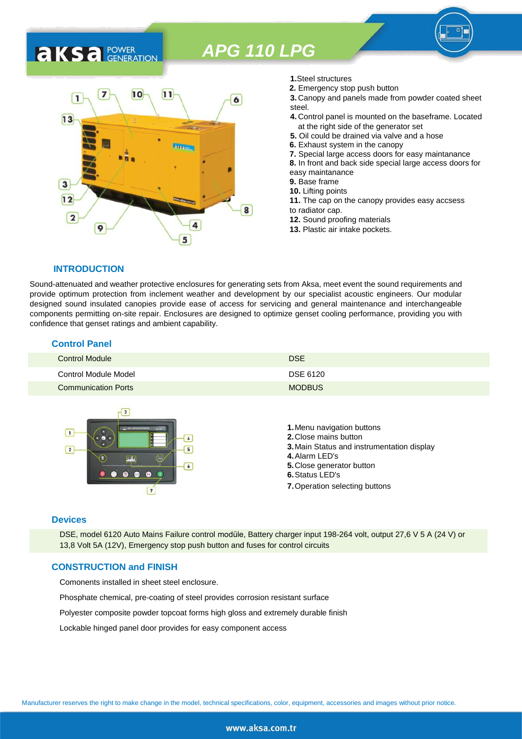# APG 110 LPG

1. Steel structures
2. Emergency stop push button
3. Canopy and panels made from powder coated sheet steel.
4. Control panel is mounted on the baseframe. Located at the right side of the generator set
5. Oil could be drained via valve and a hose
6. Exhaust system in the canopy
7. Special large access doors for easy maintanance
8. In front and back side special large access doors for easy maintanance
9. Base frame
10. Lifting points
11. The cap on the canopy provides easy accsess to radiator cap.
12. Sound proofing materials
13. Plastic air intake pockets.

## INTRODUCTION

Sound-attenuated and weather protective enclosures for generating sets from Aksa, meet event the sound requirements and provide optimum protection from inclement weather and development by our specialist acoustic engineers. Our modular designed sound insulated canopies provide ease of access for servicing and general maintenance and interchangeable components permitting on-site repair. Enclosures are designed to optimize genset cooling performance, providing you with confidence that genset ratings and ambient capability.

## Control Panel

| | |
|---|---|
| Control Module | DSE |
| Control Module Model | DSE 6120 |
| Communication Ports | MODBUS |

1. Menu navigation buttons
2. Close mains button
3. Main Status and instrumentation display
4. Alarm LED's
5. Close generator button
6. Status LED's
7. Operation selecting buttons

## Devices

DSE, model 6120 Auto Mains Failure control modüle, Battery charger input 198-264 volt, output 27,6 V 5 A (24 V) or 13,8 Volt 5A (12V), Emergency stop push button and fuses for control circuits

## CONSTRUCTION and FINISH

Comonents installed in sheet steel enclosure.

Phosphate chemical, pre-coating of steel provides corrosion resistant surface

Polyester composite powder topcoat forms high gloss and extremely durable finish

Lockable hinged panel door provides for easy component access

Manufacturer reserves the right to make change in the model, technical specifications, color, equipment, accessories and images without prior notice.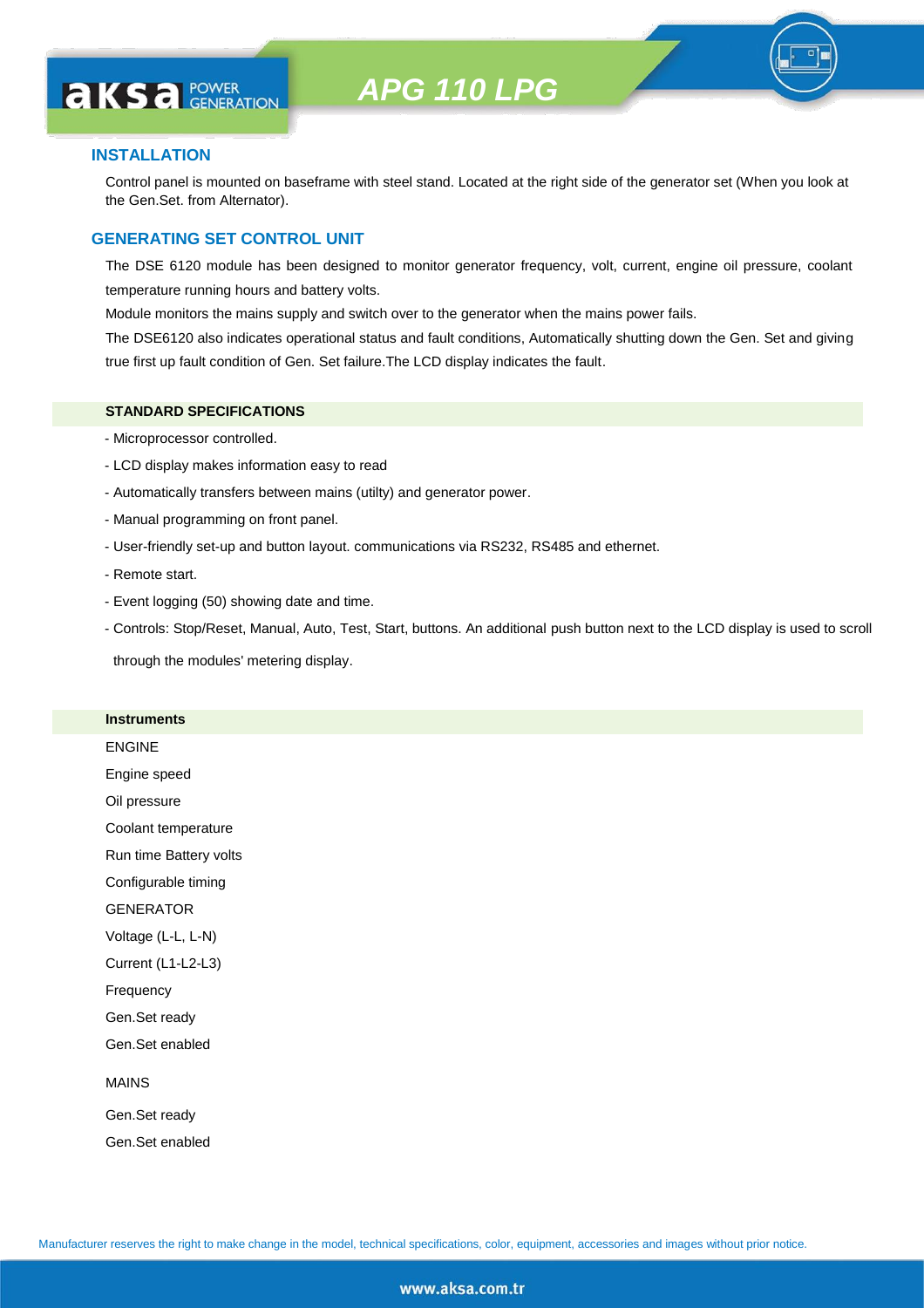## INSTALLATION

Control panel is mounted on baseframe with steel stand. Located at the right side of the generator set (When you look at the Gen.Set. from Alternator).

## GENERATING SET CONTROL UNIT

The DSE 6120 module has been designed to monitor generator frequency, volt, current, engine oil pressure, coolant temperature running hours and battery volts.

Module monitors the mains supply and switch over to the generator when the mains power fails.

The DSE6120 also indicates operational status and fault conditions, Automatically shutting down the Gen. Set and giving true first up fault condition of Gen. Set failure.The LCD display indicates the fault.

### STANDARD SPECIFICATIONS

- Microprocessor controlled.
- LCD display makes information easy to read
- Automatically transfers between mains (utilty) and generator power.
- Manual programming on front panel.
- User-friendly set-up and button layout. communications via RS232, RS485 and ethernet.
- Remote start.
- Event logging (50) showing date and time.
- Controls: Stop/Reset, Manual, Auto, Test, Start, buttons. An additional push button next to the LCD display is used to scroll through the modules' metering display.

### Instruments

ENGINE

Engine speed

Oil pressure

Coolant temperature

Run time Battery volts

Configurable timing

GENERATOR

Voltage (L-L, L-N)

Current (L1-L2-L3)

Frequency

Gen.Set ready

Gen.Set enabled

MAINS

Gen.Set ready

Gen.Set enabled

Manufacturer reserves the right to make change in the model, technical specifications, color, equipment, accessories and images without prior notice.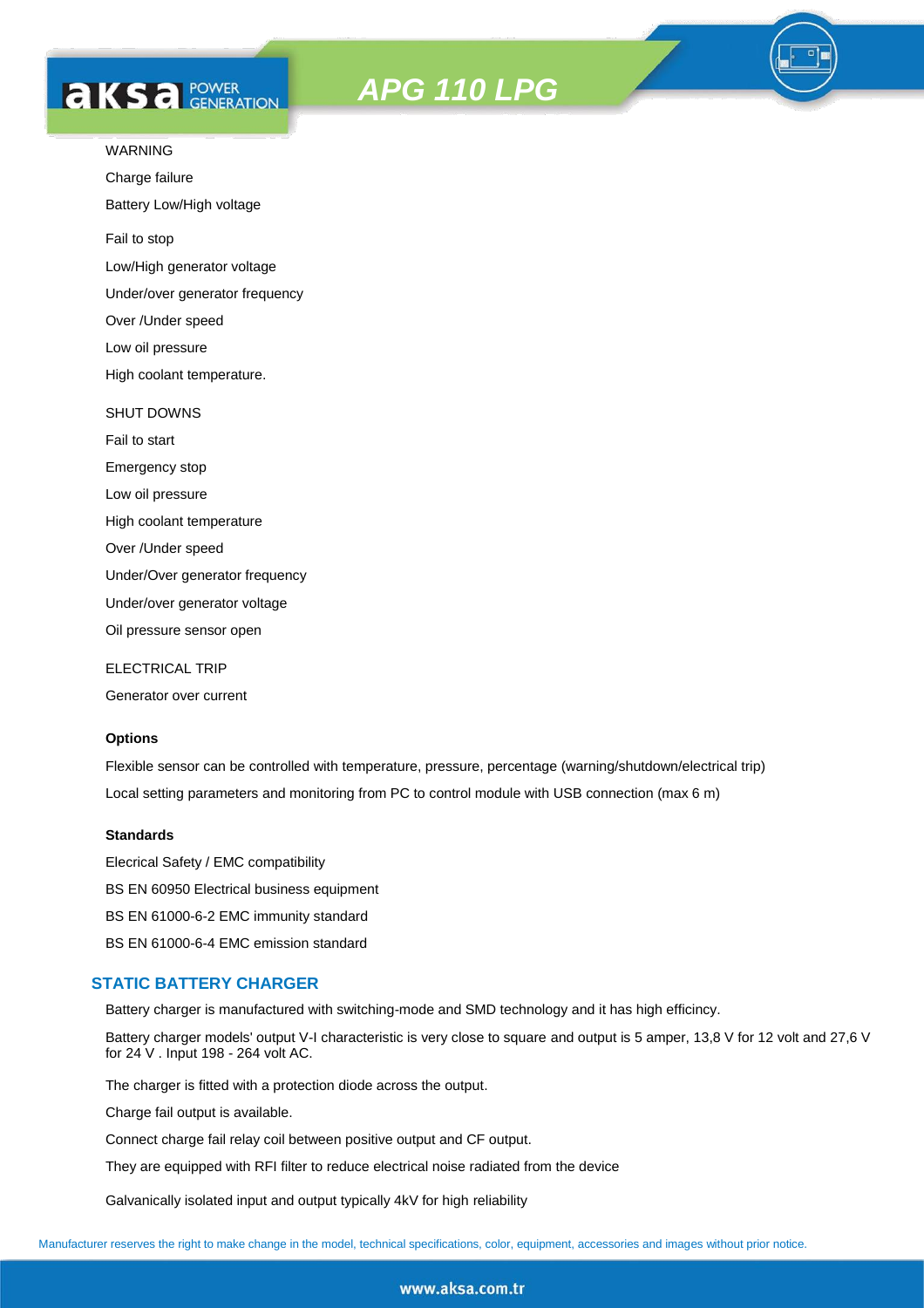WARNING

Charge failure

Battery Low/High voltage

Fail to stop

Low/High generator voltage

Under/over generator frequency

Over /Under speed

Low oil pressure

High coolant temperature.

SHUT DOWNS

Fail to start

Emergency stop

Low oil pressure

High coolant temperature

Over /Under speed

Under/Over generator frequency

Under/over generator voltage

Oil pressure sensor open

ELECTRICAL TRIP

Generator over current

**Options**

Flexible sensor can be controlled with temperature, pressure, percentage (warning/shutdown/electrical trip)

Local setting parameters and monitoring from PC to control module with USB connection (max 6 m)

**Standards**

Electrical Safety / EMC compatibility

BS EN 60950 Electrical business equipment

BS EN 61000-6-2 EMC immunity standard

BS EN 61000-6-4 EMC emission standard

## STATIC BATTERY CHARGER

Battery charger is manufactured with switching-mode and SMD technology and it has high efficincy.

Battery charger models' output V-I characteristic is very close to square and output is 5 amper, 13,8 V for 12 volt and 27,6 V for 24 V . Input 198 - 264 volt AC.

The charger is fitted with a protection diode across the output.

Charge fail output is available.

Connect charge fail relay coil between positive output and CF output.

They are equipped with RFI filter to reduce electrical noise radiated from the device

Galvanically isolated input and output typically 4kV for high reliability

Manufacturer reserves the right to make change in the model, technical specifications, color, equipment, accessories and images without prior notice.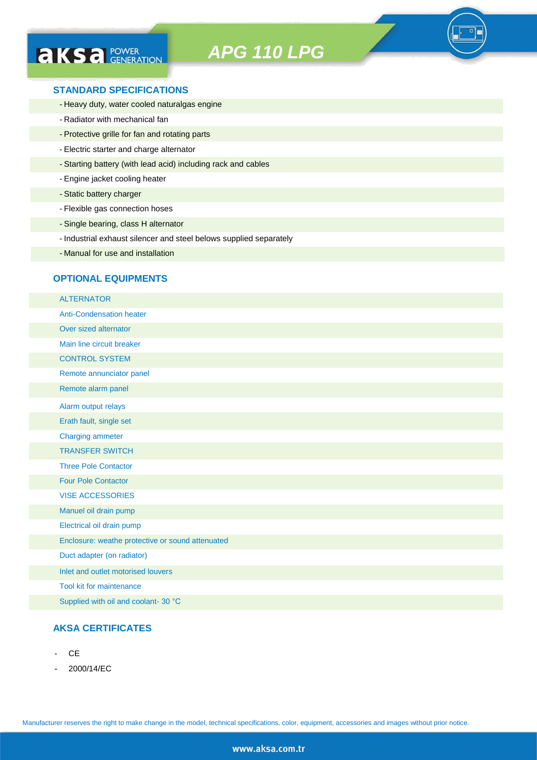# APG 110 LPG

## STANDARD SPECIFICATIONS

- Heavy duty, water cooled naturalgas engine
- Radiator with mechanical fan
- Protective grille for fan and rotating parts
- Electric starter and charge alternator
- Starting battery (with lead acid) including rack and cables
- Engine jacket cooling heater
- Static battery charger
- Flexible gas connection hoses
- Single bearing, class H alternator
- Industrial exhaust silencer and steel belows supplied separately
- Manual for use and installation

## OPTIONAL EQUIPMENTS

ALTERNATOR

Anti-Condensation heater

Over sized alternator

Main line circuit breaker

CONTROL SYSTEM

Remote annunciator panel

Remote alarm panel

Alarm output relays

Erath fault, single set

Charging ammeter

TRANSFER SWITCH

Three Pole Contactor

Four Pole Contactor

VISE ACCESSORIES

Manuel oil drain pump

Electrical oil drain pump

Enclosure: weathe protective or sound attenuated

Duct adapter (on radiator)

Inlet and outlet motorised louvers

Tool kit for maintenance

Supplied with oil and coolant- 30 °C

## AKSA CERTIFICATES

- CE
- 2000/14/EC

Manufacturer reserves the right to make change in the model, technical specifications, color, equipment, accessories and images without prior notice.

www.aksa.com.tr